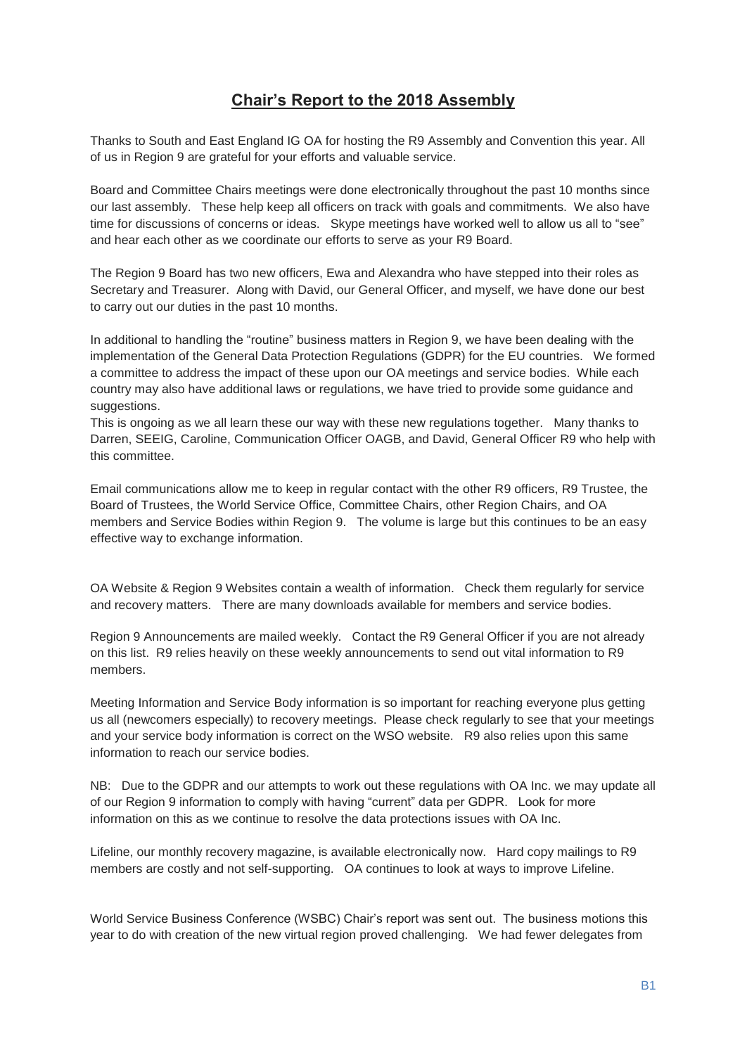# **Chair's Report to the 2018 Assembly**

Thanks to South and East England IG OA for hosting the R9 Assembly and Convention this year. All of us in Region 9 are grateful for your efforts and valuable service.

Board and Committee Chairs meetings were done electronically throughout the past 10 months since our last assembly. These help keep all officers on track with goals and commitments. We also have time for discussions of concerns or ideas. Skype meetings have worked well to allow us all to "see" and hear each other as we coordinate our efforts to serve as your R9 Board.

The Region 9 Board has two new officers, Ewa and Alexandra who have stepped into their roles as Secretary and Treasurer. Along with David, our General Officer, and myself, we have done our best to carry out our duties in the past 10 months.

In additional to handling the "routine" business matters in Region 9, we have been dealing with the implementation of the General Data Protection Regulations (GDPR) for the EU countries. We formed a committee to address the impact of these upon our OA meetings and service bodies. While each country may also have additional laws or regulations, we have tried to provide some guidance and suggestions.
This is ongoing as we all learn these our way with these new regulations together. Many thanks to Darren, SEEIG, Caroline, Communication Officer OAGB, and David, General Officer R9 who help with this committee.

Email communications allow me to keep in regular contact with the other R9 officers, R9 Trustee, the Board of Trustees, the World Service Office, Committee Chairs, other Region Chairs, and OA members and Service Bodies within Region 9. The volume is large but this continues to be an easy effective way to exchange information.

OA Website & Region 9 Websites contain a wealth of information. Check them regularly for service and recovery matters. There are many downloads available for members and service bodies.

Region 9 Announcements are mailed weekly. Contact the R9 General Officer if you are not already on this list. R9 relies heavily on these weekly announcements to send out vital information to R9 members.

Meeting Information and Service Body information is so important for reaching everyone plus getting us all (newcomers especially) to recovery meetings. Please check regularly to see that your meetings and your service body information is correct on the WSO website. R9 also relies upon this same information to reach our service bodies.

NB: Due to the GDPR and our attempts to work out these regulations with OA Inc. we may update all of our Region 9 information to comply with having "current" data per GDPR. Look for more information on this as we continue to resolve the data protections issues with OA Inc.

Lifeline, our monthly recovery magazine, is available electronically now. Hard copy mailings to R9 members are costly and not self-supporting. OA continues to look at ways to improve Lifeline.

World Service Business Conference (WSBC) Chair's report was sent out. The business motions this year to do with creation of the new virtual region proved challenging. We had fewer delegates from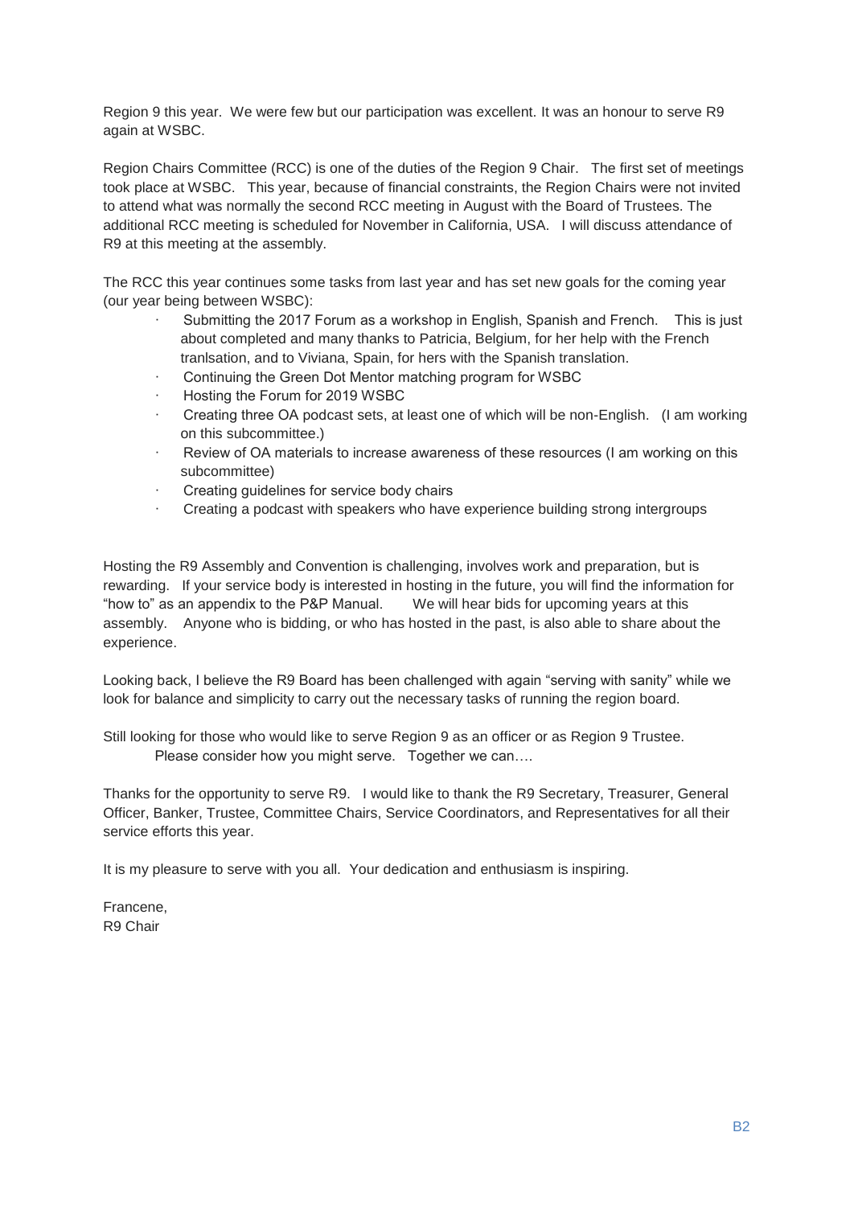Region 9 this year. We were few but our participation was excellent. It was an honour to serve R9 again at WSBC.

Region Chairs Committee (RCC) is one of the duties of the Region 9 Chair. The first set of meetings took place at WSBC. This year, because of financial constraints, the Region Chairs were not invited to attend what was normally the second RCC meeting in August with the Board of Trustees. The additional RCC meeting is scheduled for November in California, USA. I will discuss attendance of R9 at this meeting at the assembly.

The RCC this year continues some tasks from last year and has set new goals for the coming year (our year being between WSBC):

- Submitting the 2017 Forum as a workshop in English, Spanish and French. This is just about completed and many thanks to Patricia, Belgium, for her help with the French tranlsation, and to Viviana, Spain, for hers with the Spanish translation.
- Continuing the Green Dot Mentor matching program for WSBC
- Hosting the Forum for 2019 WSBC
- Creating three OA podcast sets, at least one of which will be non-English. (I am working on this subcommittee.)
- Review of OA materials to increase awareness of these resources (I am working on this subcommittee)
- Creating guidelines for service body chairs
- Creating a podcast with speakers who have experience building strong intergroups

Hosting the R9 Assembly and Convention is challenging, involves work and preparation, but is rewarding. If your service body is interested in hosting in the future, you will find the information for "how to" as an appendix to the P&P Manual. We will hear bids for upcoming years at this assembly. Anyone who is bidding, or who has hosted in the past, is also able to share about the experience.

Looking back, I believe the R9 Board has been challenged with again "serving with sanity" while we look for balance and simplicity to carry out the necessary tasks of running the region board.

Still looking for those who would like to serve Region 9 as an officer or as Region 9 Trustee.
Please consider how you might serve. Together we can….

Thanks for the opportunity to serve R9. I would like to thank the R9 Secretary, Treasurer, General Officer, Banker, Trustee, Committee Chairs, Service Coordinators, and Representatives for all their service efforts this year.

It is my pleasure to serve with you all. Your dedication and enthusiasm is inspiring.

Francene,
R9 Chair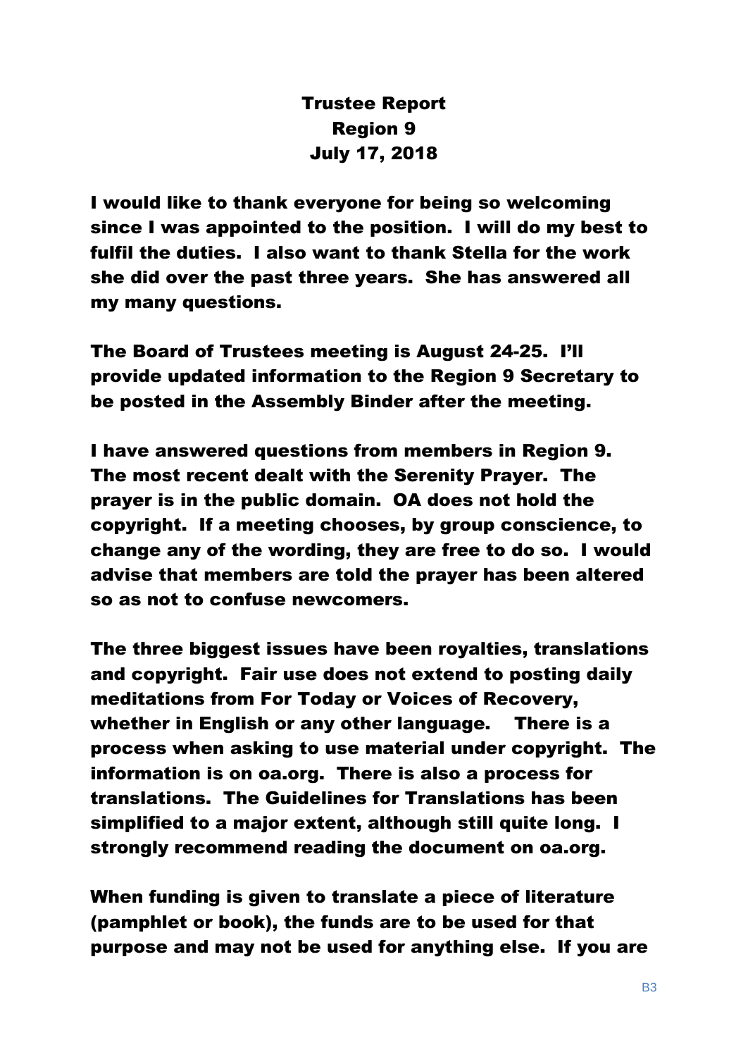# Trustee Report
## Region 9
## July 17, 2018

**I would like to thank everyone for being so welcoming since I was appointed to the position. I will do my best to fulfil the duties. I also want to thank Stella for the work she did over the past three years. She has answered all my many questions.**

**The Board of Trustees meeting is August 24-25. I'll provide updated information to the Region 9 Secretary to be posted in the Assembly Binder after the meeting.**

**I have answered questions from members in Region 9. The most recent dealt with the Serenity Prayer. The prayer is in the public domain. OA does not hold the copyright. If a meeting chooses, by group conscience, to change any of the wording, they are free to do so. I would advise that members are told the prayer has been altered so as not to confuse newcomers.**

**The three biggest issues have been royalties, translations and copyright. Fair use does not extend to posting daily meditations from For Today or Voices of Recovery, whether in English or any other language. There is a process when asking to use material under copyright. The information is on oa.org. There is also a process for translations. The Guidelines for Translations has been simplified to a major extent, although still quite long. I strongly recommend reading the document on oa.org.**

**When funding is given to translate a piece of literature (pamphlet or book), the funds are to be used for that purpose and may not be used for anything else. If you are**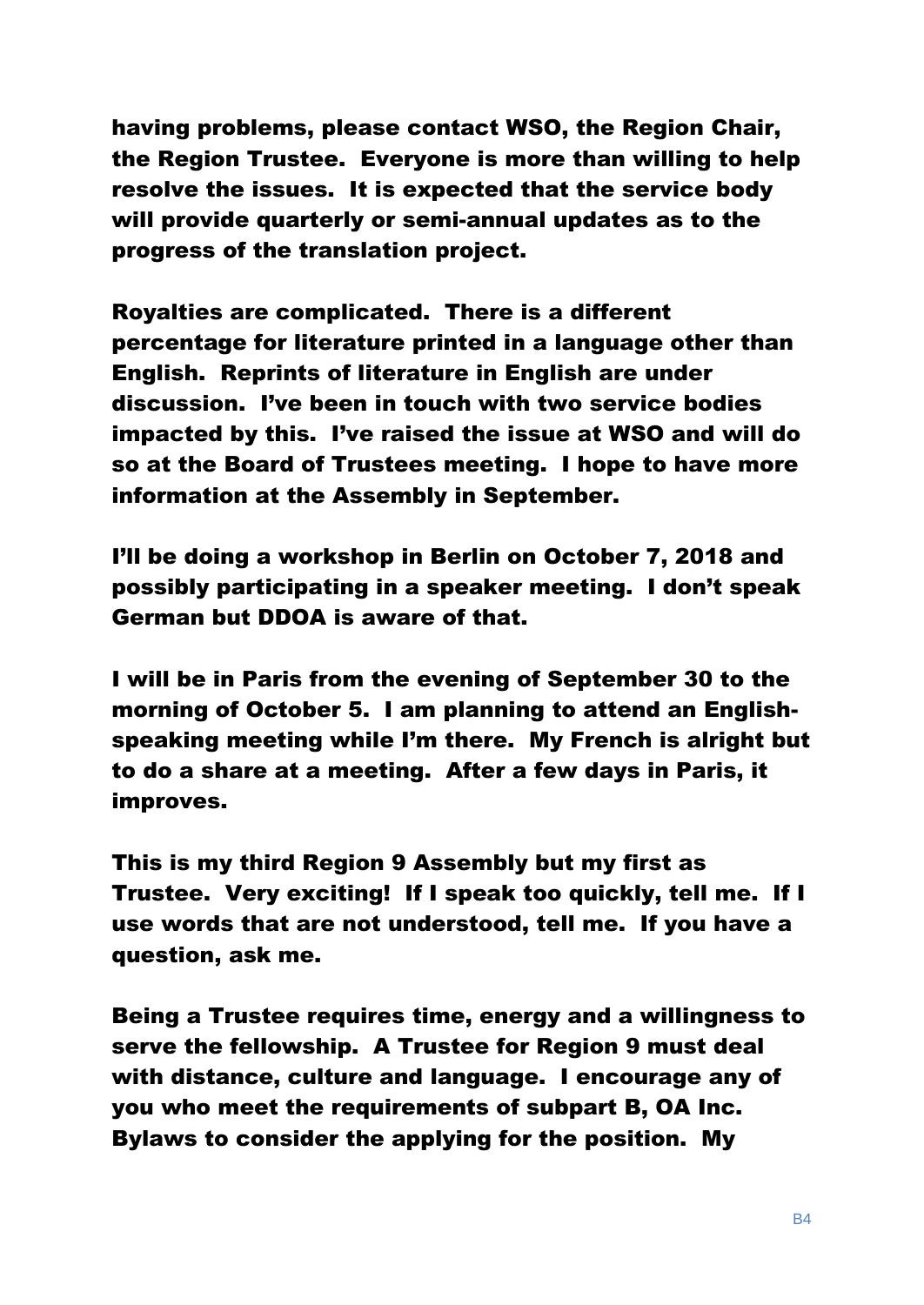having problems, please contact WSO, the Region Chair, the Region Trustee. Everyone is more than willing to help resolve the issues. It is expected that the service body will provide quarterly or semi-annual updates as to the progress of the translation project.

Royalties are complicated. There is a different percentage for literature printed in a language other than English. Reprints of literature in English are under discussion. I've been in touch with two service bodies impacted by this. I've raised the issue at WSO and will do so at the Board of Trustees meeting. I hope to have more information at the Assembly in September.

I'll be doing a workshop in Berlin on October 7, 2018 and possibly participating in a speaker meeting. I don't speak German but DDOA is aware of that.

I will be in Paris from the evening of September 30 to the morning of October 5. I am planning to attend an English-speaking meeting while I'm there. My French is alright but to do a share at a meeting. After a few days in Paris, it improves.

This is my third Region 9 Assembly but my first as Trustee. Very exciting! If I speak too quickly, tell me. If I use words that are not understood, tell me. If you have a question, ask me.

Being a Trustee requires time, energy and a willingness to serve the fellowship. A Trustee for Region 9 must deal with distance, culture and language. I encourage any of you who meet the requirements of subpart B, OA Inc. Bylaws to consider the applying for the position. My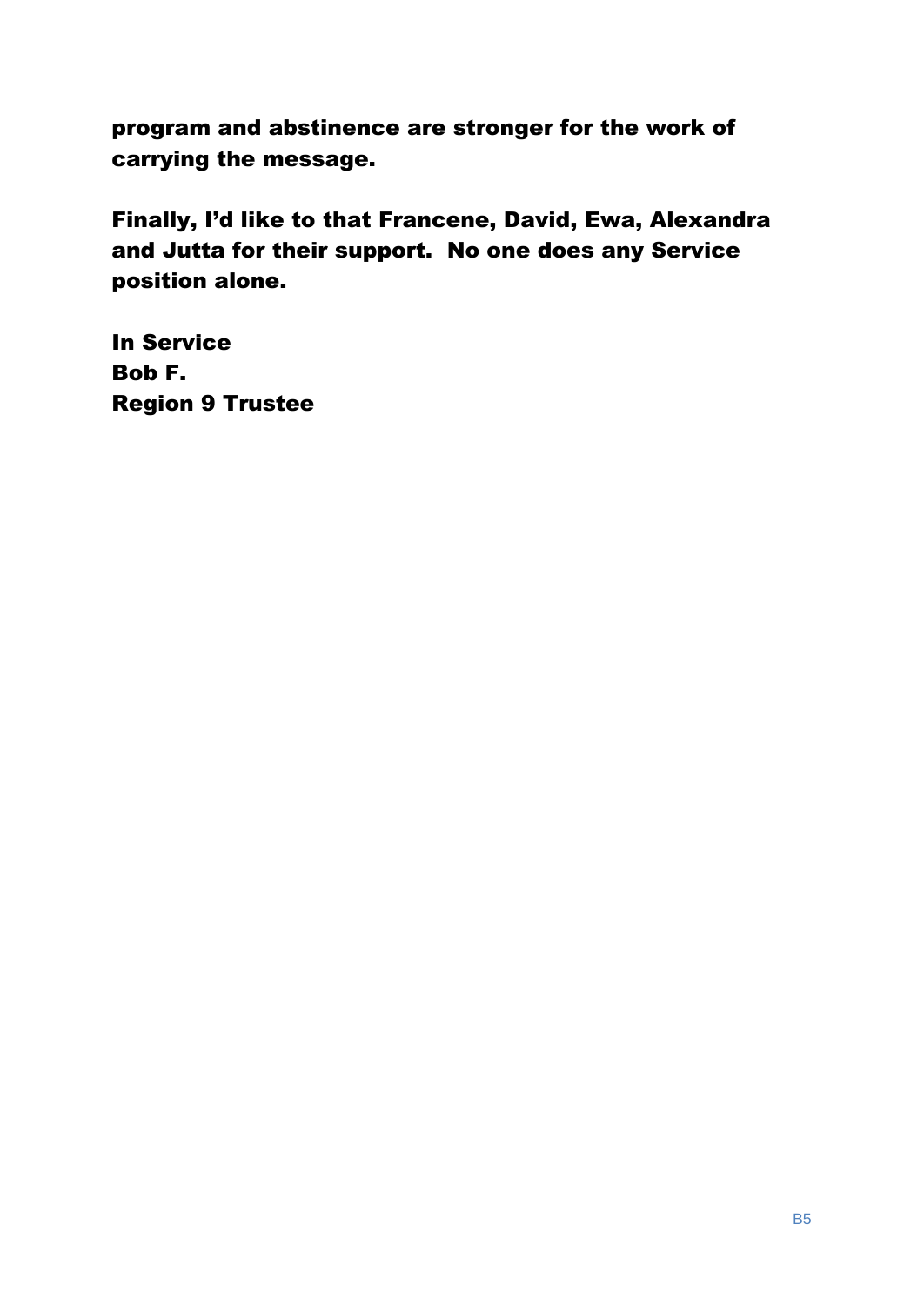**program and abstinence are stronger for the work of carrying the message.**

**Finally, I'd like to that Francene, David, Ewa, Alexandra and Jutta for their support. No one does any Service position alone.**

**In Service**
**Bob F.**
**Region 9 Trustee**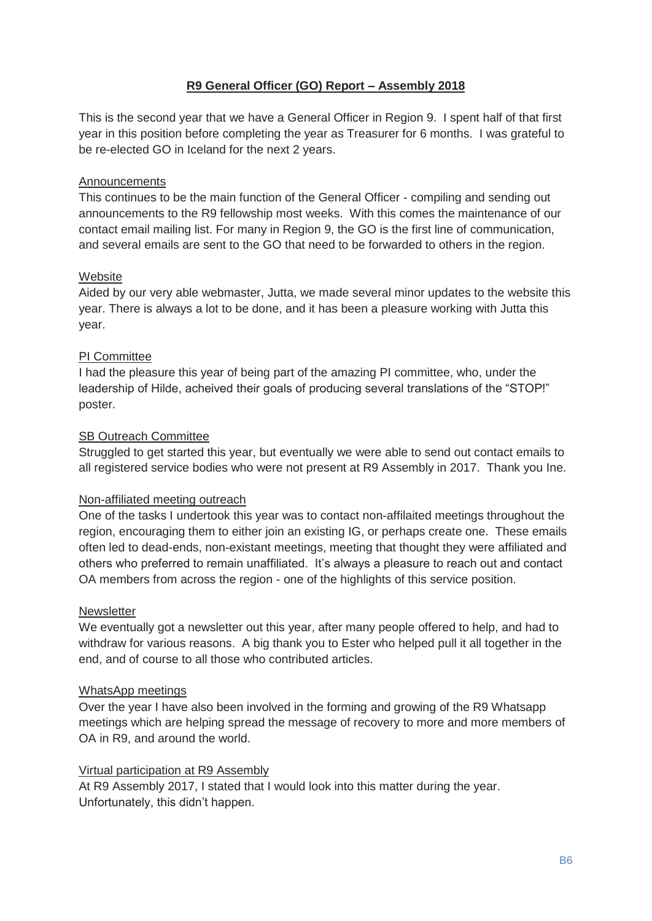## R9 General Officer (GO) Report – Assembly 2018

This is the second year that we have a General Officer in Region 9. I spent half of that first year in this position before completing the year as Treasurer for 6 months. I was grateful to be re-elected GO in Iceland for the next 2 years.

### Announcements

This continues to be the main function of the General Officer - compiling and sending out announcements to the R9 fellowship most weeks. With this comes the maintenance of our contact email mailing list. For many in Region 9, the GO is the first line of communication, and several emails are sent to the GO that need to be forwarded to others in the region.

### Website

Aided by our very able webmaster, Jutta, we made several minor updates to the website this year. There is always a lot to be done, and it has been a pleasure working with Jutta this year.

### PI Committee

I had the pleasure this year of being part of the amazing PI committee, who, under the leadership of Hilde, acheived their goals of producing several translations of the "STOP!" poster.

### SB Outreach Committee

Struggled to get started this year, but eventually we were able to send out contact emails to all registered service bodies who were not present at R9 Assembly in 2017. Thank you Ine.

### Non-affiliated meeting outreach

One of the tasks I undertook this year was to contact non-affilaited meetings throughout the region, encouraging them to either join an existing IG, or perhaps create one. These emails often led to dead-ends, non-existant meetings, meeting that thought they were affiliated and others who preferred to remain unaffiliated. It's always a pleasure to reach out and contact OA members from across the region - one of the highlights of this service position.

### Newsletter

We eventually got a newsletter out this year, after many people offered to help, and had to withdraw for various reasons. A big thank you to Ester who helped pull it all together in the end, and of course to all those who contributed articles.

### WhatsApp meetings

Over the year I have also been involved in the forming and growing of the R9 Whatsapp meetings which are helping spread the message of recovery to more and more members of OA in R9, and around the world.

### Virtual participation at R9 Assembly

At R9 Assembly 2017, I stated that I would look into this matter during the year. Unfortunately, this didn't happen.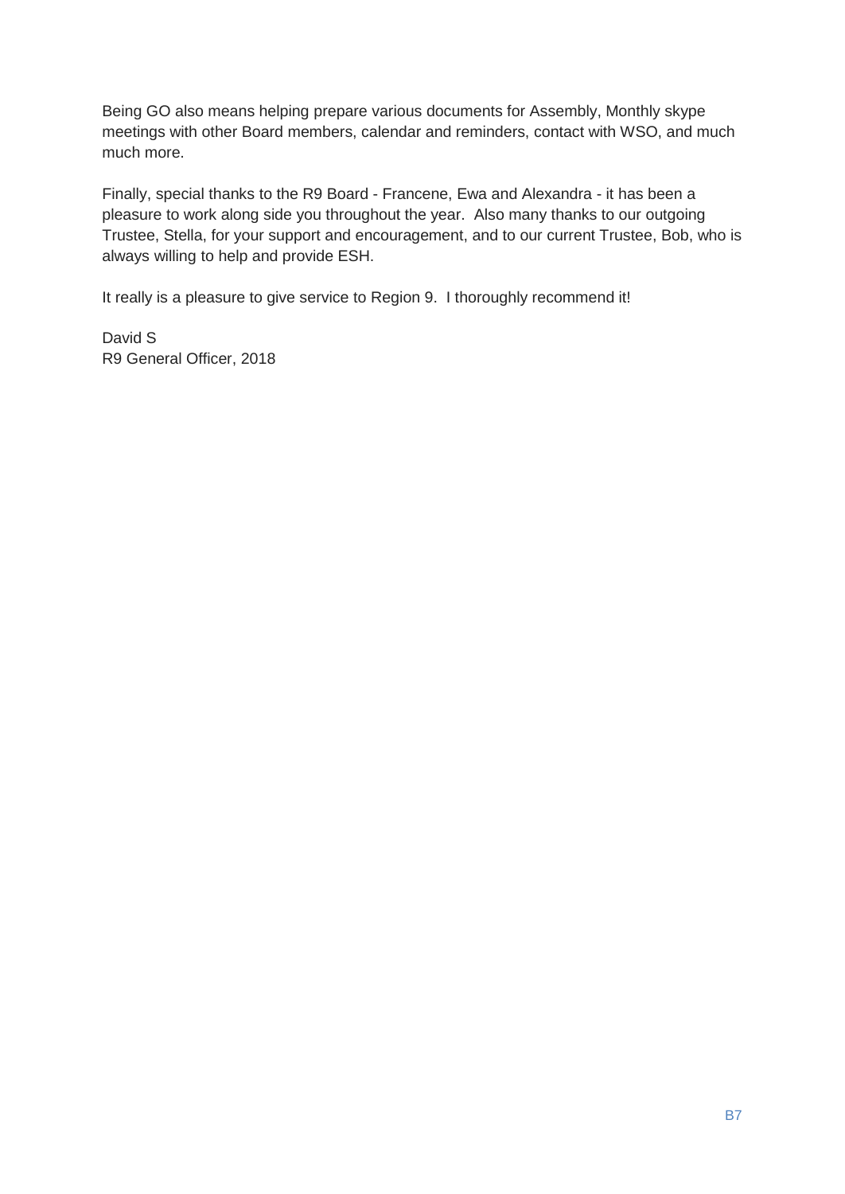Being GO also means helping prepare various documents for Assembly, Monthly skype meetings with other Board members, calendar and reminders, contact with WSO, and much much more.

Finally, special thanks to the R9 Board - Francene, Ewa and Alexandra - it has been a pleasure to work along side you throughout the year. Also many thanks to our outgoing Trustee, Stella, for your support and encouragement, and to our current Trustee, Bob, who is always willing to help and provide ESH.

It really is a pleasure to give service to Region 9. I thoroughly recommend it!

David S  
R9 General Officer, 2018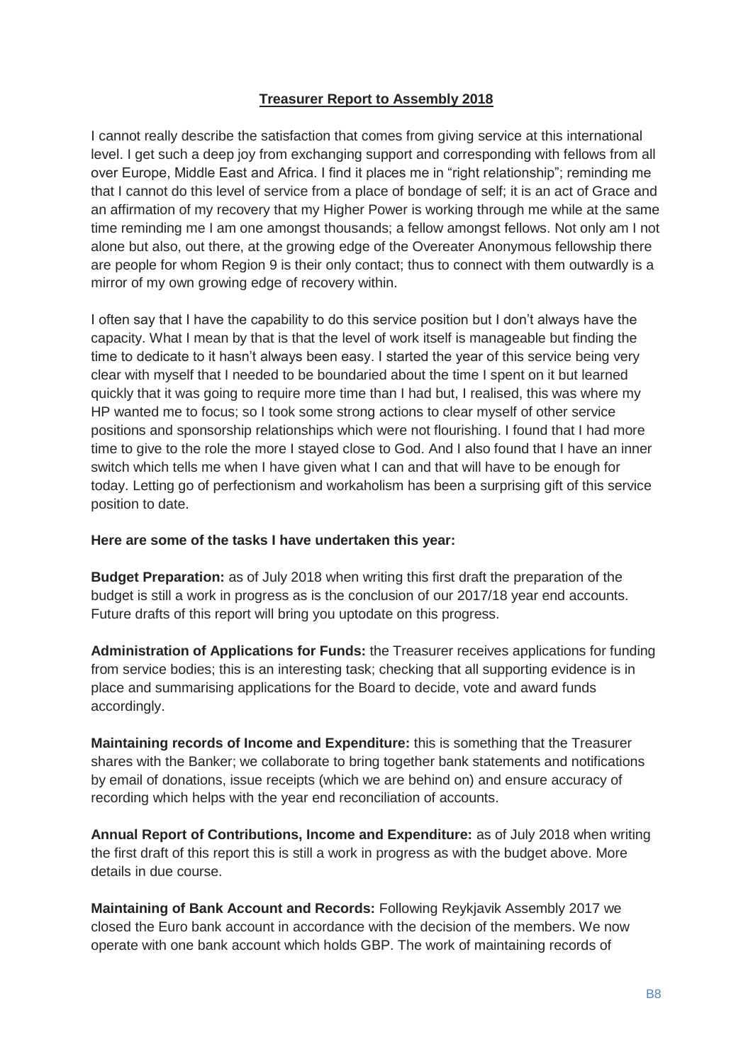## Treasurer Report to Assembly 2018

I cannot really describe the satisfaction that comes from giving service at this international level. I get such a deep joy from exchanging support and corresponding with fellows from all over Europe, Middle East and Africa. I find it places me in "right relationship"; reminding me that I cannot do this level of service from a place of bondage of self; it is an act of Grace and an affirmation of my recovery that my Higher Power is working through me while at the same time reminding me I am one amongst thousands; a fellow amongst fellows. Not only am I not alone but also, out there, at the growing edge of the Overeater Anonymous fellowship there are people for whom Region 9 is their only contact; thus to connect with them outwardly is a mirror of my own growing edge of recovery within.

I often say that I have the capability to do this service position but I don't always have the capacity. What I mean by that is that the level of work itself is manageable but finding the time to dedicate to it hasn't always been easy. I started the year of this service being very clear with myself that I needed to be boundaried about the time I spent on it but learned quickly that it was going to require more time than I had but, I realised, this was where my HP wanted me to focus; so I took some strong actions to clear myself of other service positions and sponsorship relationships which were not flourishing. I found that I had more time to give to the role the more I stayed close to God. And I also found that I have an inner switch which tells me when I have given what I can and that will have to be enough for today. Letting go of perfectionism and workaholism has been a surprising gift of this service position to date.

**Here are some of the tasks I have undertaken this year:**

**Budget Preparation:** as of July 2018 when writing this first draft the preparation of the budget is still a work in progress as is the conclusion of our 2017/18 year end accounts. Future drafts of this report will bring you uptodate on this progress.

**Administration of Applications for Funds:** the Treasurer receives applications for funding from service bodies; this is an interesting task; checking that all supporting evidence is in place and summarising applications for the Board to decide, vote and award funds accordingly.

**Maintaining records of Income and Expenditure:** this is something that the Treasurer shares with the Banker; we collaborate to bring together bank statements and notifications by email of donations, issue receipts (which we are behind on) and ensure accuracy of recording which helps with the year end reconciliation of accounts.

**Annual Report of Contributions, Income and Expenditure:** as of July 2018 when writing the first draft of this report this is still a work in progress as with the budget above. More details in due course.

**Maintaining of Bank Account and Records:** Following Reykjavik Assembly 2017 we closed the Euro bank account in accordance with the decision of the members. We now operate with one bank account which holds GBP. The work of maintaining records of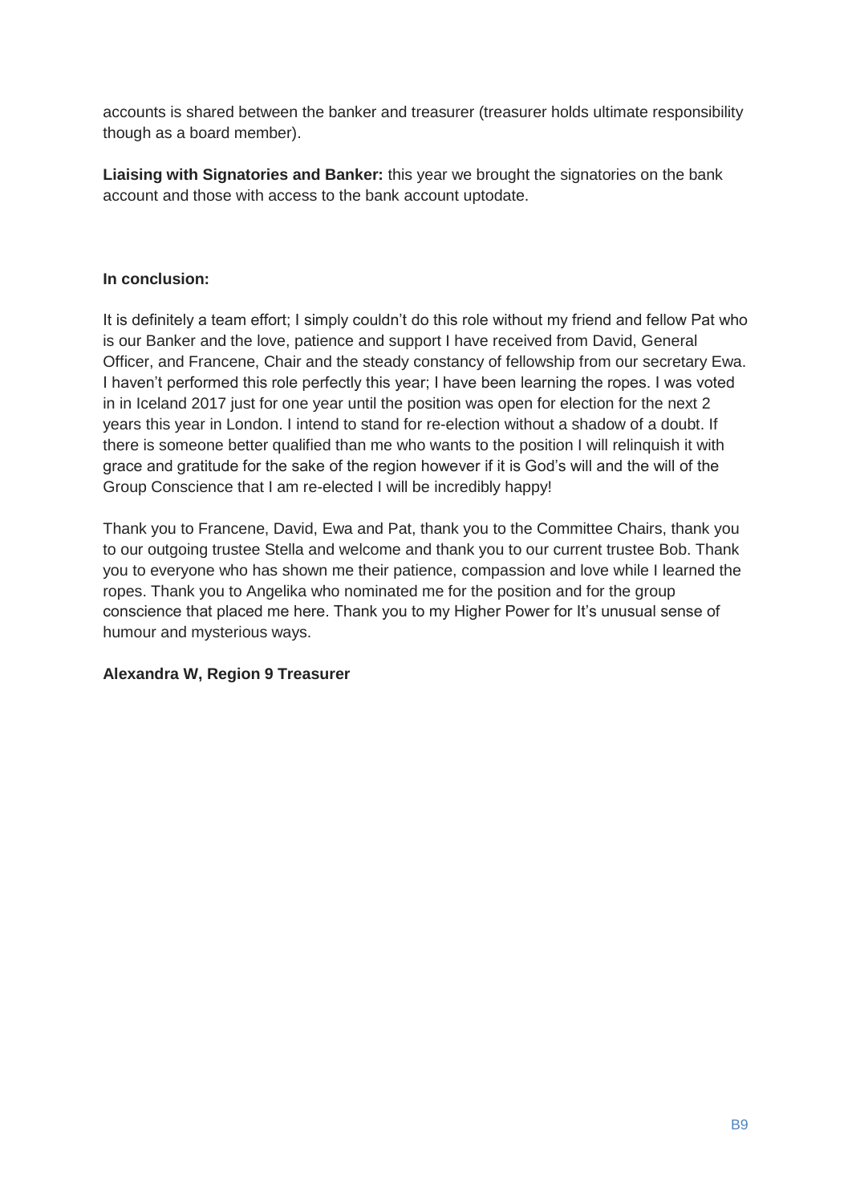accounts is shared between the banker and treasurer (treasurer holds ultimate responsibility though as a board member).

**Liaising with Signatories and Banker:** this year we brought the signatories on the bank account and those with access to the bank account uptodate.

**In conclusion:**

It is definitely a team effort; I simply couldn't do this role without my friend and fellow Pat who is our Banker and the love, patience and support I have received from David, General Officer, and Francene, Chair and the steady constancy of fellowship from our secretary Ewa. I haven't performed this role perfectly this year; I have been learning the ropes. I was voted in in Iceland 2017 just for one year until the position was open for election for the next 2 years this year in London. I intend to stand for re-election without a shadow of a doubt. If there is someone better qualified than me who wants to the position I will relinquish it with grace and gratitude for the sake of the region however if it is God's will and the will of the Group Conscience that I am re-elected I will be incredibly happy!

Thank you to Francene, David, Ewa and Pat, thank you to the Committee Chairs, thank you to our outgoing trustee Stella and welcome and thank you to our current trustee Bob. Thank you to everyone who has shown me their patience, compassion and love while I learned the ropes. Thank you to Angelika who nominated me for the position and for the group conscience that placed me here. Thank you to my Higher Power for It's unusual sense of humour and mysterious ways.

**Alexandra W, Region 9 Treasurer**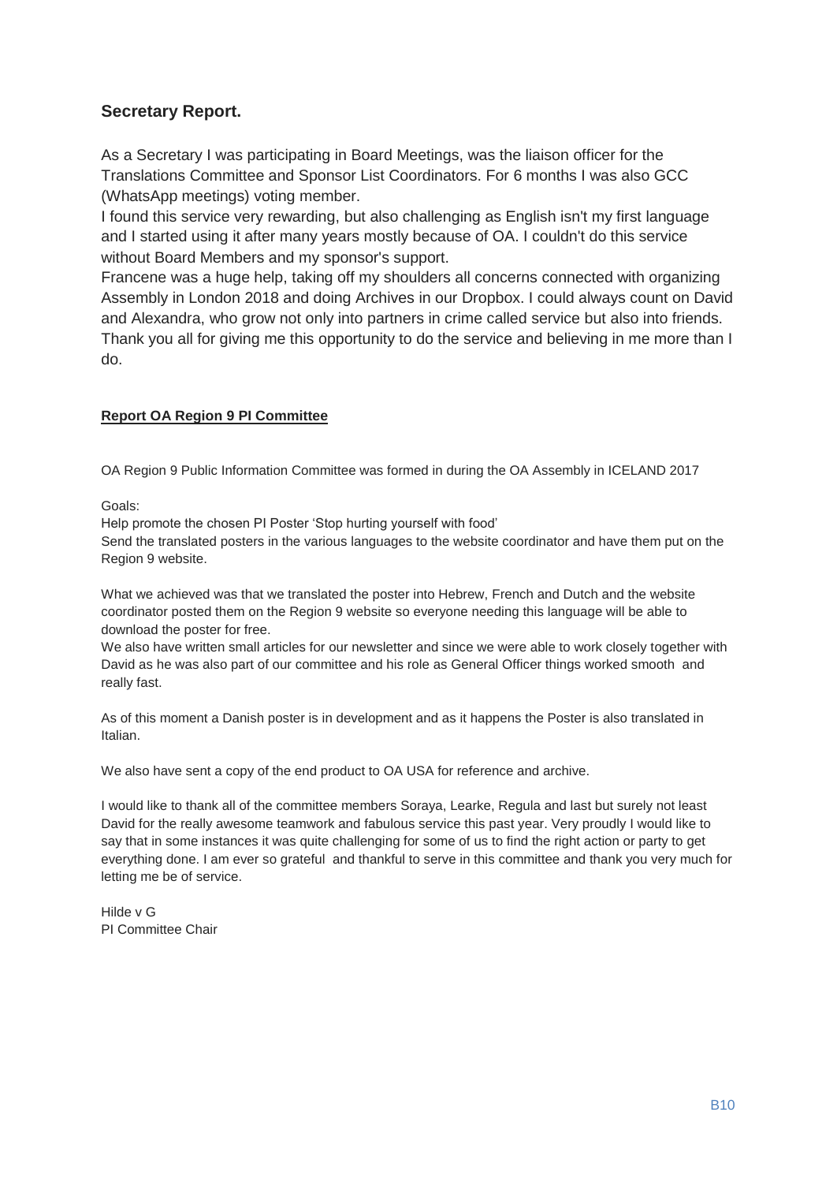## Secretary Report.

As a Secretary I was participating in Board Meetings, was the liaison officer for the Translations Committee and Sponsor List Coordinators. For 6 months I was also GCC (WhatsApp meetings) voting member.

I found this service very rewarding, but also challenging as English isn't my first language and I started using it after many years mostly because of OA. I couldn't do this service without Board Members and my sponsor's support.

Francene was a huge help, taking off my shoulders all concerns connected with organizing Assembly in London 2018 and doing Archives in our Dropbox. I could always count on David and Alexandra, who grow not only into partners in crime called service but also into friends. Thank you all for giving me this opportunity to do the service and believing in me more than I do.

**Report OA Region 9 PI Committee**

OA Region 9 Public Information Committee was formed in during the OA Assembly in ICELAND 2017

Goals:

Help promote the chosen PI Poster 'Stop hurting yourself with food'

Send the translated posters in the various languages to the website coordinator and have them put on the Region 9 website.

What we achieved was that we translated the poster into Hebrew, French and Dutch and the website coordinator posted them on the Region 9 website so everyone needing this language will be able to download the poster for free.

We also have written small articles for our newsletter and since we were able to work closely together with David as he was also part of our committee and his role as General Officer things worked smooth and really fast.

As of this moment a Danish poster is in development and as it happens the Poster is also translated in Italian.

We also have sent a copy of the end product to OA USA for reference and archive.

I would like to thank all of the committee members Soraya, Learke, Regula and last but surely not least David for the really awesome teamwork and fabulous service this past year. Very proudly I would like to say that in some instances it was quite challenging for some of us to find the right action or party to get everything done. I am ever so grateful and thankful to serve in this committee and thank you very much for letting me be of service.

Hilde v G
PI Committee Chair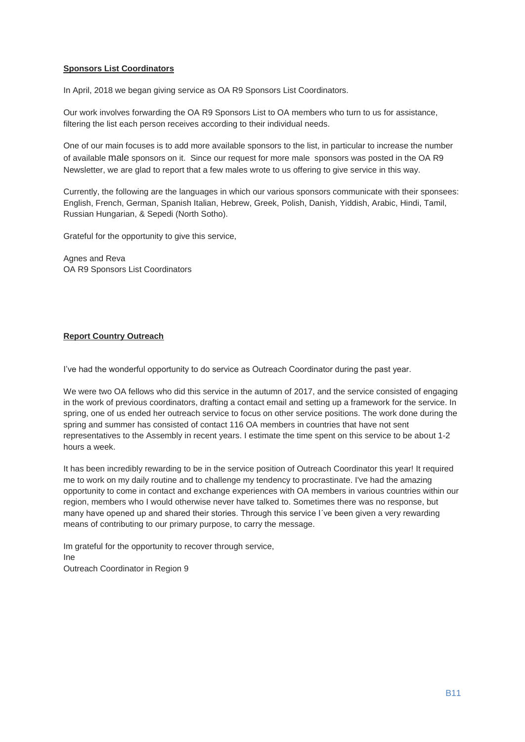**Sponsors List Coordinators**

In April, 2018 we began giving service as OA R9 Sponsors List Coordinators.

Our work involves forwarding the OA R9 Sponsors List to OA members who turn to us for assistance, filtering the list each person receives according to their individual needs.

One of our main focuses is to add more available sponsors to the list, in particular to increase the number of available male sponsors on it. Since our request for more male sponsors was posted in the OA R9 Newsletter, we are glad to report that a few males wrote to us offering to give service in this way.

Currently, the following are the languages in which our various sponsors communicate with their sponsees: English, French, German, Spanish Italian, Hebrew, Greek, Polish, Danish, Yiddish, Arabic, Hindi, Tamil, Russian Hungarian, & Sepedi (North Sotho).

Grateful for the opportunity to give this service,

Agnes and Reva
OA R9 Sponsors List Coordinators

**Report Country Outreach**

I've had the wonderful opportunity to do service as Outreach Coordinator during the past year.

We were two OA fellows who did this service in the autumn of 2017, and the service consisted of engaging in the work of previous coordinators, drafting a contact email and setting up a framework for the service. In spring, one of us ended her outreach service to focus on other service positions. The work done during the spring and summer has consisted of contact 116 OA members in countries that have not sent representatives to the Assembly in recent years. I estimate the time spent on this service to be about 1-2 hours a week.

It has been incredibly rewarding to be in the service position of Outreach Coordinator this year! It required me to work on my daily routine and to challenge my tendency to procrastinate. I've had the amazing opportunity to come in contact and exchange experiences with OA members in various countries within our region, members who I would otherwise never have talked to. Sometimes there was no response, but many have opened up and shared their stories. Through this service I´ve been given a very rewarding means of contributing to our primary purpose, to carry the message.

Im grateful for the opportunity to recover through service,
Ine
Outreach Coordinator in Region 9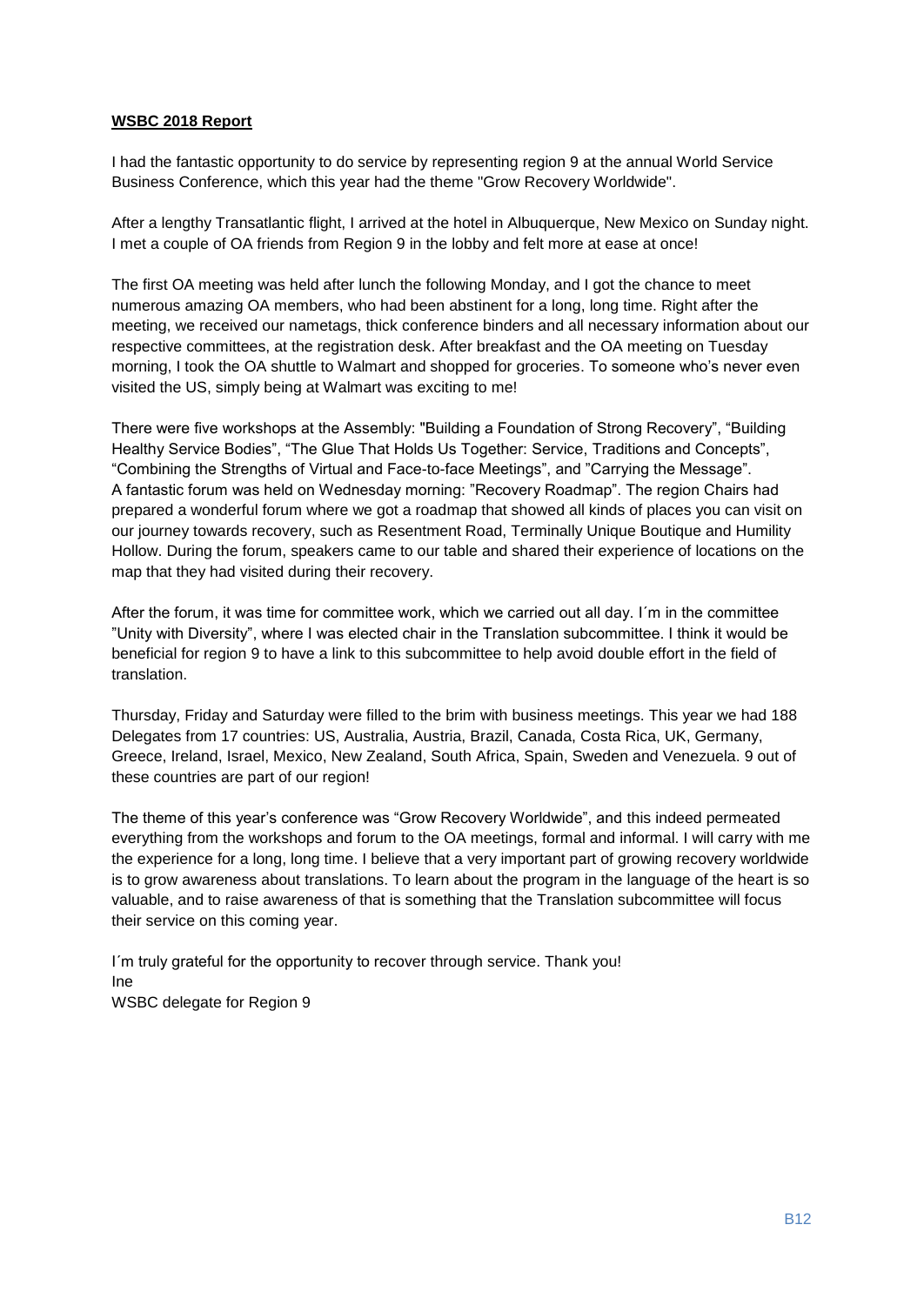**WSBC 2018 Report**

I had the fantastic opportunity to do service by representing region 9 at the annual World Service Business Conference, which this year had the theme "Grow Recovery Worldwide".

After a lengthy Transatlantic flight, I arrived at the hotel in Albuquerque, New Mexico on Sunday night. I met a couple of OA friends from Region 9 in the lobby and felt more at ease at once!

The first OA meeting was held after lunch the following Monday, and I got the chance to meet numerous amazing OA members, who had been abstinent for a long, long time. Right after the meeting, we received our nametags, thick conference binders and all necessary information about our respective committees, at the registration desk. After breakfast and the OA meeting on Tuesday morning, I took the OA shuttle to Walmart and shopped for groceries. To someone who's never even visited the US, simply being at Walmart was exciting to me!

There were five workshops at the Assembly: "Building a Foundation of Strong Recovery", "Building Healthy Service Bodies", "The Glue That Holds Us Together: Service, Traditions and Concepts", "Combining the Strengths of Virtual and Face-to-face Meetings", and "Carrying the Message". A fantastic forum was held on Wednesday morning: "Recovery Roadmap". The region Chairs had prepared a wonderful forum where we got a roadmap that showed all kinds of places you can visit on our journey towards recovery, such as Resentment Road, Terminally Unique Boutique and Humility Hollow. During the forum, speakers came to our table and shared their experience of locations on the map that they had visited during their recovery.

After the forum, it was time for committee work, which we carried out all day. I´m in the committee "Unity with Diversity", where I was elected chair in the Translation subcommittee. I think it would be beneficial for region 9 to have a link to this subcommittee to help avoid double effort in the field of translation.

Thursday, Friday and Saturday were filled to the brim with business meetings. This year we had 188 Delegates from 17 countries: US, Australia, Austria, Brazil, Canada, Costa Rica, UK, Germany, Greece, Ireland, Israel, Mexico, New Zealand, South Africa, Spain, Sweden and Venezuela. 9 out of these countries are part of our region!

The theme of this year's conference was "Grow Recovery Worldwide", and this indeed permeated everything from the workshops and forum to the OA meetings, formal and informal. I will carry with me the experience for a long, long time. I believe that a very important part of growing recovery worldwide is to grow awareness about translations. To learn about the program in the language of the heart is so valuable, and to raise awareness of that is something that the Translation subcommittee will focus their service on this coming year.

I´m truly grateful for the opportunity to recover through service. Thank you!
Ine
WSBC delegate for Region 9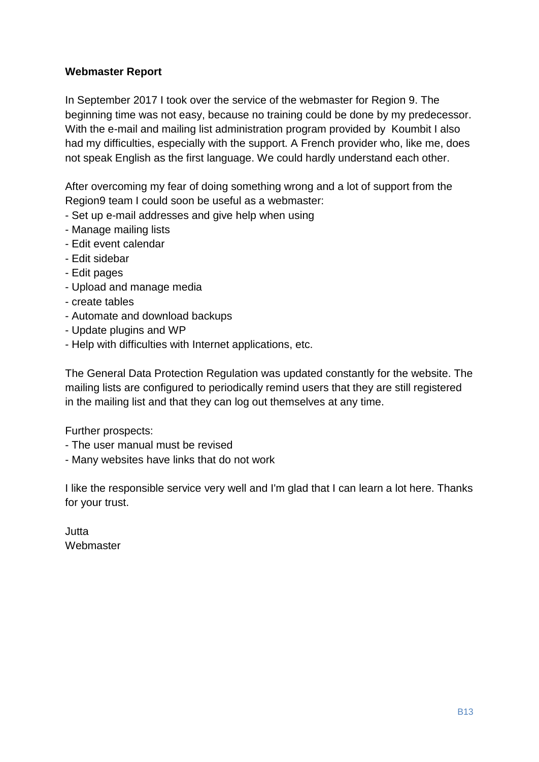**Webmaster Report**

In September 2017 I took over the service of the webmaster for Region 9. The beginning time was not easy, because no training could be done by my predecessor. With the e-mail and mailing list administration program provided by Koumbit I also had my difficulties, especially with the support. A French provider who, like me, does not speak English as the first language. We could hardly understand each other.

After overcoming my fear of doing something wrong and a lot of support from the Region9 team I could soon be useful as a webmaster:

- Set up e-mail addresses and give help when using
- Manage mailing lists
- Edit event calendar
- Edit sidebar
- Edit pages
- Upload and manage media
- create tables
- Automate and download backups
- Update plugins and WP
- Help with difficulties with Internet applications, etc.

The General Data Protection Regulation was updated constantly for the website. The mailing lists are configured to periodically remind users that they are still registered in the mailing list and that they can log out themselves at any time.

Further prospects:

- The user manual must be revised
- Many websites have links that do not work

I like the responsible service very well and I'm glad that I can learn a lot here. Thanks for your trust.

Jutta
Webmaster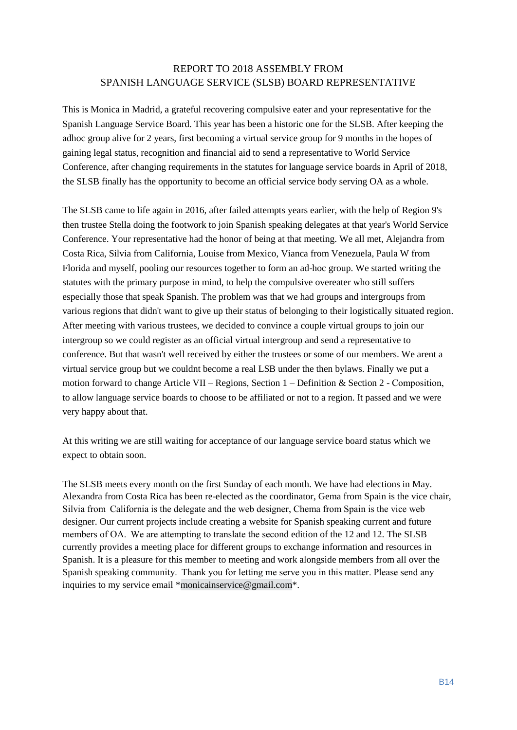# REPORT TO 2018 ASSEMBLY FROM SPANISH LANGUAGE SERVICE (SLSB) BOARD REPRESENTATIVE

This is Monica in Madrid, a grateful recovering compulsive eater and your representative for the Spanish Language Service Board. This year has been a historic one for the SLSB. After keeping the adhoc group alive for 2 years, first becoming a virtual service group for 9 months in the hopes of gaining legal status, recognition and financial aid to send a representative to World Service Conference, after changing requirements in the statutes for language service boards in April of 2018, the SLSB finally has the opportunity to become an official service body serving OA as a whole.

The SLSB came to life again in 2016, after failed attempts years earlier, with the help of Region 9's then trustee Stella doing the footwork to join Spanish speaking delegates at that year's World Service Conference. Your representative had the honor of being at that meeting. We all met, Alejandra from Costa Rica, Silvia from California, Louise from Mexico, Vianca from Venezuela, Paula W from Florida and myself, pooling our resources together to form an ad-hoc group. We started writing the statutes with the primary purpose in mind, to help the compulsive overeater who still suffers especially those that speak Spanish. The problem was that we had groups and intergroups from various regions that didn't want to give up their status of belonging to their logistically situated region. After meeting with various trustees, we decided to convince a couple virtual groups to join our intergroup so we could register as an official virtual intergroup and send a representative to conference. But that wasn't well received by either the trustees or some of our members. We arent a virtual service group but we couldnt become a real LSB under the then bylaws. Finally we put a motion forward to change Article VII – Regions, Section 1 – Definition & Section 2 - Composition, to allow language service boards to choose to be affiliated or not to a region. It passed and we were very happy about that.

At this writing we are still waiting for acceptance of our language service board status which we expect to obtain soon.

The SLSB meets every month on the first Sunday of each month. We have had elections in May. Alexandra from Costa Rica has been re-elected as the coordinator, Gema from Spain is the vice chair, Silvia from California is the delegate and the web designer, Chema from Spain is the vice web designer. Our current projects include creating a website for Spanish speaking current and future members of OA. We are attempting to translate the second edition of the 12 and 12. The SLSB currently provides a meeting place for different groups to exchange information and resources in Spanish. It is a pleasure for this member to meeting and work alongside members from all over the Spanish speaking community. Thank you for letting me serve you in this matter. Please send any inquiries to my service email *monicainservice@gmail.com*.